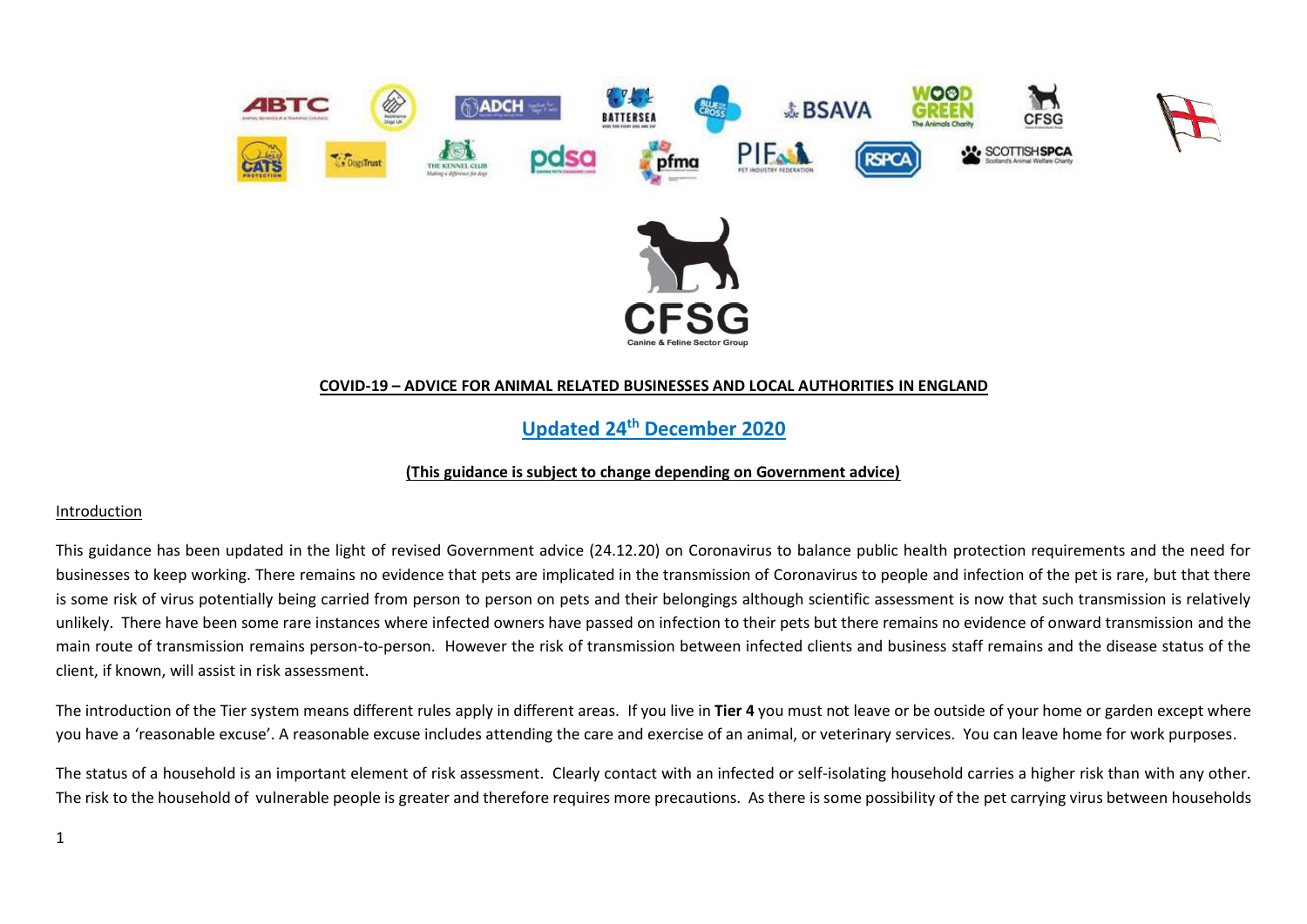**COVID-19 – ADVICE FOR ANIMAL RELATED BUSINESSES AND LOCAL AUTHORITIES IN ENGLAND**

**Updated 24th December 2020**

**(This guidance is subject to change depending on Government advice)**

## Introduction

This guidance has been updated in the light of revised Government advice (24.12.20) on Coronavirus to balance public health protection requirements and the need for businesses to keep working. There remains no evidence that pets are implicated in the transmission of Coronavirus to people and infection of the pet is rare, but that there is some risk of virus potentially being carried from person to person on pets and their belongings although scientific assessment is now that such transmission is relatively unlikely. There have been some rare instances where infected owners have passed on infection to their pets but there remains no evidence of onward transmission and the main route of transmission remains person-to-person. However the risk of transmission between infected clients and business staff remains and the disease status of the client, if known, will assist in risk assessment.

The introduction of the Tier system means different rules apply in different areas. If you live in **Tier 4** you must not leave or be outside of your home or garden except where you have a 'reasonable excuse'. A reasonable excuse includes attending the care and exercise of an animal, or veterinary services. You can leave home for work purposes.

The status of a household is an important element of risk assessment. Clearly contact with an infected or self-isolating household carries a higher risk than with any other. The risk to the household of vulnerable people is greater and therefore requires more precautions. As there is some possibility of the pet carrying virus between households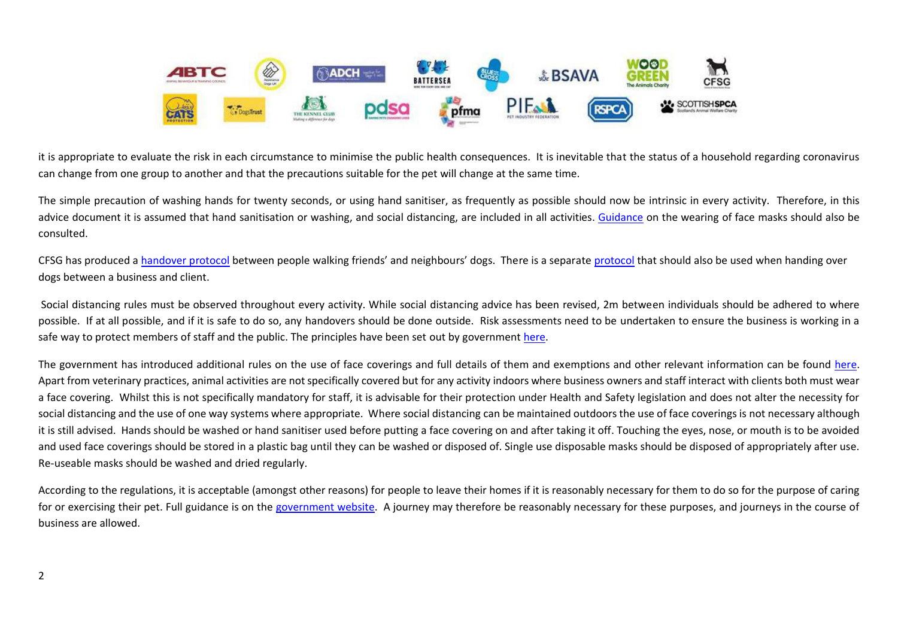it is appropriate to evaluate the risk in each circumstance to minimise the public health consequences. It is inevitable that the status of a household regarding coronavirus can change from one group to another and that the precautions suitable for the pet will change at the same time.

The simple precaution of washing hands for twenty seconds, or using hand sanitiser, as frequently as possible should now be intrinsic in every activity. Therefore, in this advice document it is assumed that hand sanitisation or washing, and social distancing, are included in all activities. Guidance on the wearing of face masks should also be consulted.

CFSG has produced a handover protocol between people walking friends' and neighbours' dogs. There is a separate protocol that should also be used when handing over dogs between a business and client.

Social distancing rules must be observed throughout every activity. While social distancing advice has been revised, 2m between individuals should be adhered to where possible. If at all possible, and if it is safe to do so, any handovers should be done outside. Risk assessments need to be undertaken to ensure the business is working in a safe way to protect members of staff and the public. The principles have been set out by government here.

The government has introduced additional rules on the use of face coverings and full details of them and exemptions and other relevant information can be found here. Apart from veterinary practices, animal activities are not specifically covered but for any activity indoors where business owners and staff interact with clients both must wear a face covering. Whilst this is not specifically mandatory for staff, it is advisable for their protection under Health and Safety legislation and does not alter the necessity for social distancing and the use of one way systems where appropriate. Where social distancing can be maintained outdoors the use of face coverings is not necessary although it is still advised. Hands should be washed or hand sanitiser used before putting a face covering on and after taking it off. Touching the eyes, nose, or mouth is to be avoided and used face coverings should be stored in a plastic bag until they can be washed or disposed of. Single use disposable masks should be disposed of appropriately after use. Re-useable masks should be washed and dried regularly.

According to the regulations, it is acceptable (amongst other reasons) for people to leave their homes if it is reasonably necessary for them to do so for the purpose of caring for or exercising their pet. Full guidance is on the government website. A journey may therefore be reasonably necessary for these purposes, and journeys in the course of business are allowed.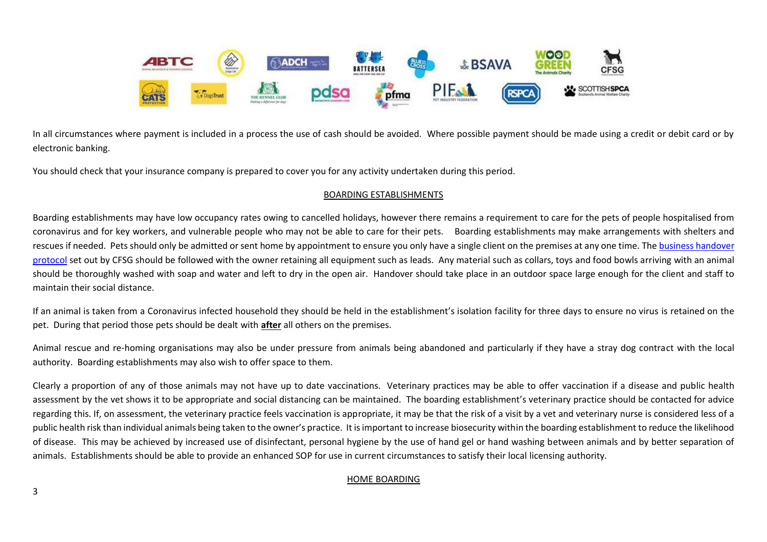In all circumstances where payment is included in a process the use of cash should be avoided. Where possible payment should be made using a credit or debit card or by electronic banking.

You should check that your insurance company is prepared to cover you for any activity undertaken during this period.

## BOARDING ESTABLISHMENTS

Boarding establishments may have low occupancy rates owing to cancelled holidays, however there remains a requirement to care for the pets of people hospitalised from coronavirus and for key workers, and vulnerable people who may not be able to care for their pets. Boarding establishments may make arrangements with shelters and rescues if needed. Pets should only be admitted or sent home by appointment to ensure you only have a single client on the premises at any one time. The business handover protocol set out by CFSG should be followed with the owner retaining all equipment such as leads. Any material such as collars, toys and food bowls arriving with an animal should be thoroughly washed with soap and water and left to dry in the open air. Handover should take place in an outdoor space large enough for the client and staff to maintain their social distance.

If an animal is taken from a Coronavirus infected household they should be held in the establishment's isolation facility for three days to ensure no virus is retained on the pet. During that period those pets should be dealt with **after** all others on the premises.

Animal rescue and re-homing organisations may also be under pressure from animals being abandoned and particularly if they have a stray dog contract with the local authority. Boarding establishments may also wish to offer space to them.

Clearly a proportion of any of those animals may not have up to date vaccinations. Veterinary practices may be able to offer vaccination if a disease and public health assessment by the vet shows it to be appropriate and social distancing can be maintained. The boarding establishment's veterinary practice should be contacted for advice regarding this. If, on assessment, the veterinary practice feels vaccination is appropriate, it may be that the risk of a visit by a vet and veterinary nurse is considered less of a public health risk than individual animals being taken to the owner's practice. It is important to increase biosecurity within the boarding establishment to reduce the likelihood of disease. This may be achieved by increased use of disinfectant, personal hygiene by the use of hand gel or hand washing between animals and by better separation of animals. Establishments should be able to provide an enhanced SOP for use in current circumstances to satisfy their local licensing authority.

## HOME BOARDING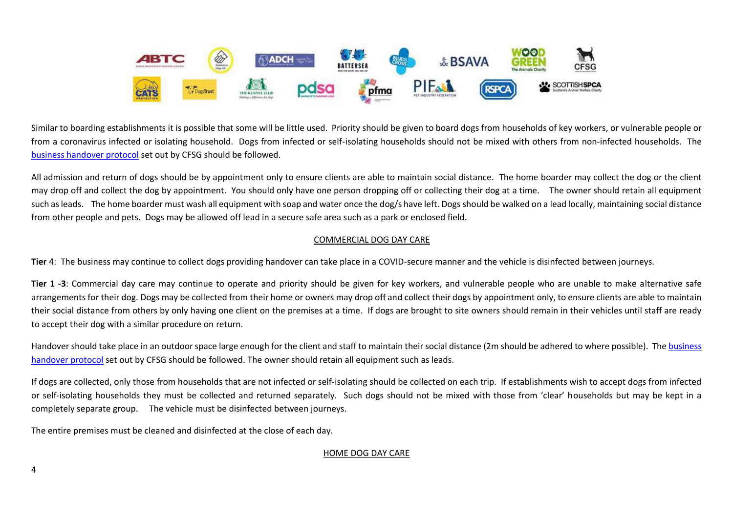Similar to boarding establishments it is possible that some will be little used. Priority should be given to board dogs from households of key workers, or vulnerable people or from a coronavirus infected or isolating household. Dogs from infected or self-isolating households should not be mixed with others from non-infected households. The business handover protocol set out by CFSG should be followed.

All admission and return of dogs should be by appointment only to ensure clients are able to maintain social distance. The home boarder may collect the dog or the client may drop off and collect the dog by appointment. You should only have one person dropping off or collecting their dog at a time. The owner should retain all equipment such as leads. The home boarder must wash all equipment with soap and water once the dog/s have left. Dogs should be walked on a lead locally, maintaining social distance from other people and pets. Dogs may be allowed off lead in a secure safe area such as a park or enclosed field.

## COMMERCIAL DOG DAY CARE

**Tier** 4: The business may continue to collect dogs providing handover can take place in a COVID-secure manner and the vehicle is disinfected between journeys.

**Tier 1 -3**: Commercial day care may continue to operate and priority should be given for key workers, and vulnerable people who are unable to make alternative safe arrangements for their dog. Dogs may be collected from their home or owners may drop off and collect their dogs by appointment only, to ensure clients are able to maintain their social distance from others by only having one client on the premises at a time. If dogs are brought to site owners should remain in their vehicles until staff are ready to accept their dog with a similar procedure on return.

Handover should take place in an outdoor space large enough for the client and staff to maintain their social distance (2m should be adhered to where possible). The business handover protocol set out by CFSG should be followed. The owner should retain all equipment such as leads.

If dogs are collected, only those from households that are not infected or self-isolating should be collected on each trip. If establishments wish to accept dogs from infected or self-isolating households they must be collected and returned separately. Such dogs should not be mixed with those from 'clear' households but may be kept in a completely separate group. The vehicle must be disinfected between journeys.

The entire premises must be cleaned and disinfected at the close of each day.

## HOME DOG DAY CARE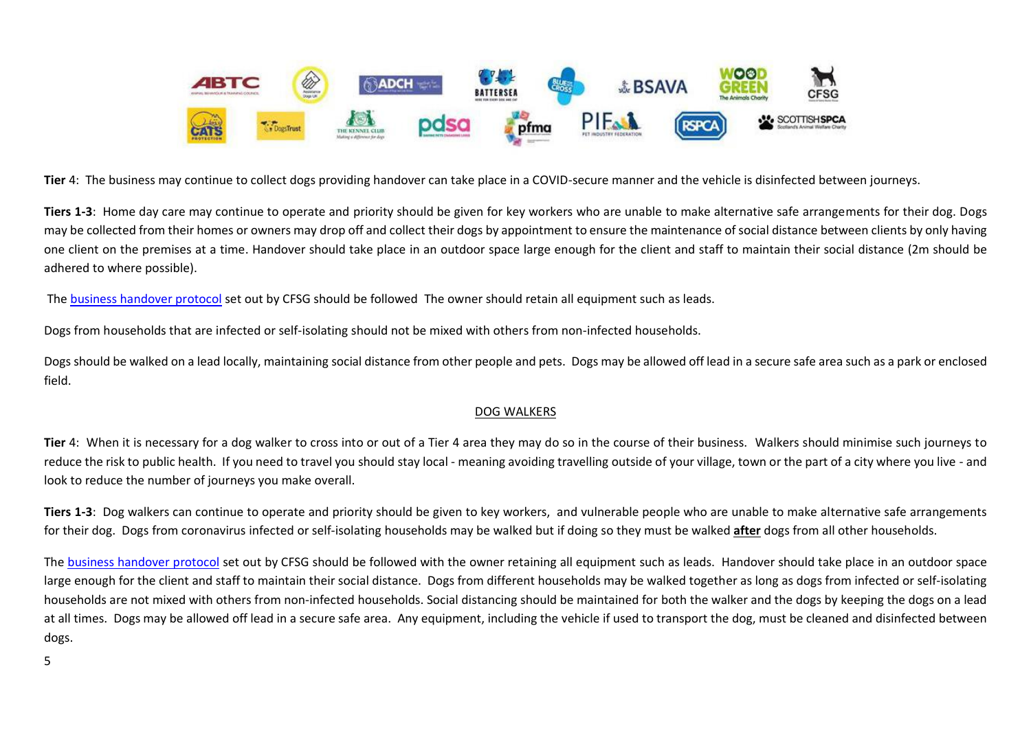**Tier** 4: The business may continue to collect dogs providing handover can take place in a COVID-secure manner and the vehicle is disinfected between journeys.

**Tiers 1-3**: Home day care may continue to operate and priority should be given for key workers who are unable to make alternative safe arrangements for their dog. Dogs may be collected from their homes or owners may drop off and collect their dogs by appointment to ensure the maintenance of social distance between clients by only having one client on the premises at a time. Handover should take place in an outdoor space large enough for the client and staff to maintain their social distance (2m should be adhered to where possible).

The business handover protocol set out by CFSG should be followed The owner should retain all equipment such as leads.

Dogs from households that are infected or self-isolating should not be mixed with others from non-infected households.

Dogs should be walked on a lead locally, maintaining social distance from other people and pets. Dogs may be allowed off lead in a secure safe area such as a park or enclosed field.

## DOG WALKERS

**Tier** 4: When it is necessary for a dog walker to cross into or out of a Tier 4 area they may do so in the course of their business. Walkers should minimise such journeys to reduce the risk to public health. If you need to travel you should stay local - meaning avoiding travelling outside of your village, town or the part of a city where you live - and look to reduce the number of journeys you make overall.

**Tiers 1-3**: Dog walkers can continue to operate and priority should be given to key workers, and vulnerable people who are unable to make alternative safe arrangements for their dog. Dogs from coronavirus infected or self-isolating households may be walked but if doing so they must be walked **after** dogs from all other households.

The business handover protocol set out by CFSG should be followed with the owner retaining all equipment such as leads. Handover should take place in an outdoor space large enough for the client and staff to maintain their social distance. Dogs from different households may be walked together as long as dogs from infected or self-isolating households are not mixed with others from non-infected households. Social distancing should be maintained for both the walker and the dogs by keeping the dogs on a lead at all times. Dogs may be allowed off lead in a secure safe area. Any equipment, including the vehicle if used to transport the dog, must be cleaned and disinfected between dogs.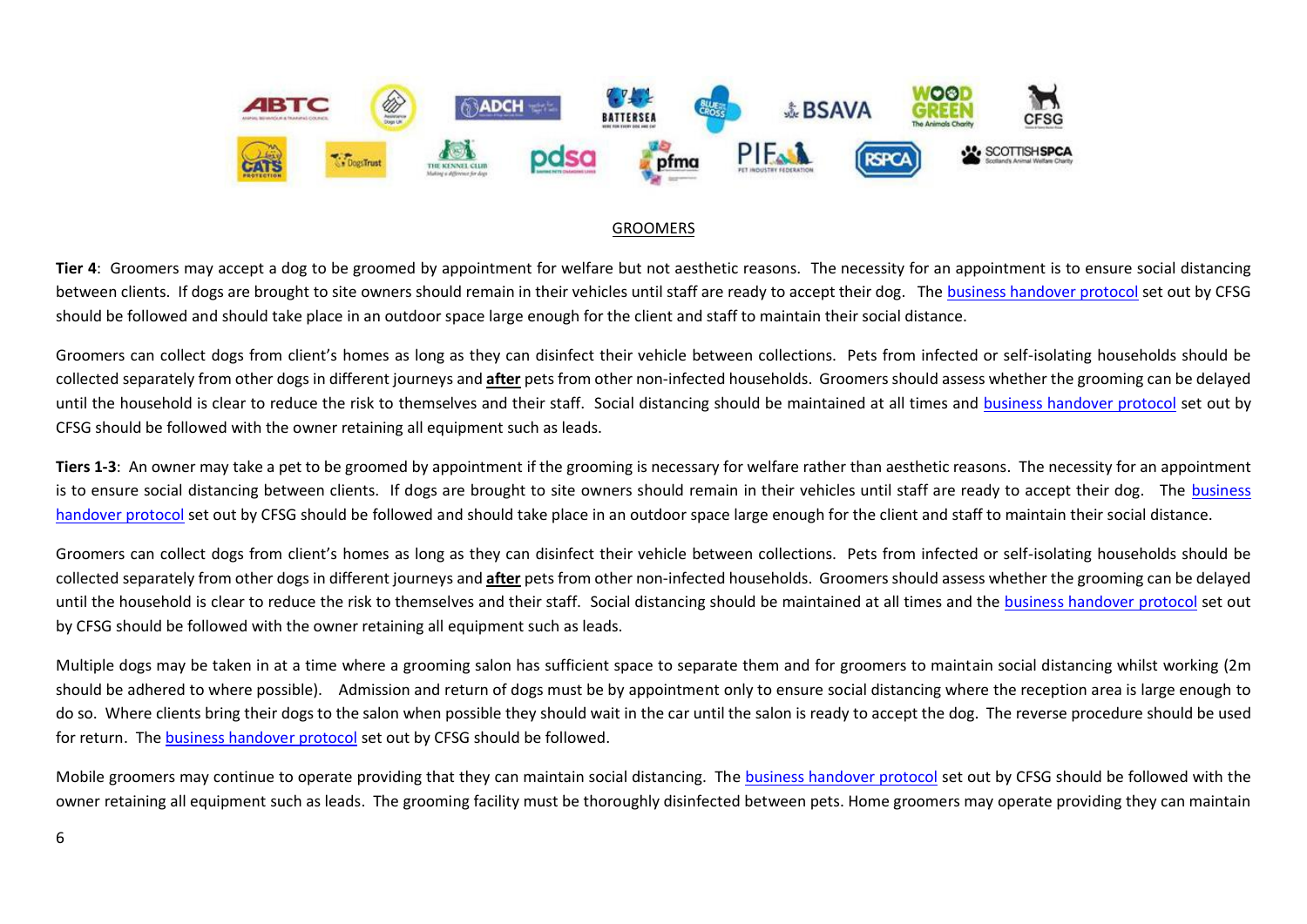GROOMERS

**Tier 4**: Groomers may accept a dog to be groomed by appointment for welfare but not aesthetic reasons. The necessity for an appointment is to ensure social distancing between clients. If dogs are brought to site owners should remain in their vehicles until staff are ready to accept their dog. The business handover protocol set out by CFSG should be followed and should take place in an outdoor space large enough for the client and staff to maintain their social distance.

Groomers can collect dogs from client's homes as long as they can disinfect their vehicle between collections. Pets from infected or self-isolating households should be collected separately from other dogs in different journeys and **after** pets from other non-infected households. Groomers should assess whether the grooming can be delayed until the household is clear to reduce the risk to themselves and their staff. Social distancing should be maintained at all times and business handover protocol set out by CFSG should be followed with the owner retaining all equipment such as leads.

**Tiers 1-3**: An owner may take a pet to be groomed by appointment if the grooming is necessary for welfare rather than aesthetic reasons. The necessity for an appointment is to ensure social distancing between clients. If dogs are brought to site owners should remain in their vehicles until staff are ready to accept their dog. The business handover protocol set out by CFSG should be followed and should take place in an outdoor space large enough for the client and staff to maintain their social distance.

Groomers can collect dogs from client's homes as long as they can disinfect their vehicle between collections. Pets from infected or self-isolating households should be collected separately from other dogs in different journeys and **after** pets from other non-infected households. Groomers should assess whether the grooming can be delayed until the household is clear to reduce the risk to themselves and their staff. Social distancing should be maintained at all times and the business handover protocol set out by CFSG should be followed with the owner retaining all equipment such as leads.

Multiple dogs may be taken in at a time where a grooming salon has sufficient space to separate them and for groomers to maintain social distancing whilst working (2m should be adhered to where possible). Admission and return of dogs must be by appointment only to ensure social distancing where the reception area is large enough to do so. Where clients bring their dogs to the salon when possible they should wait in the car until the salon is ready to accept the dog. The reverse procedure should be used for return. The business handover protocol set out by CFSG should be followed.

Mobile groomers may continue to operate providing that they can maintain social distancing. The business handover protocol set out by CFSG should be followed with the owner retaining all equipment such as leads. The grooming facility must be thoroughly disinfected between pets. Home groomers may operate providing they can maintain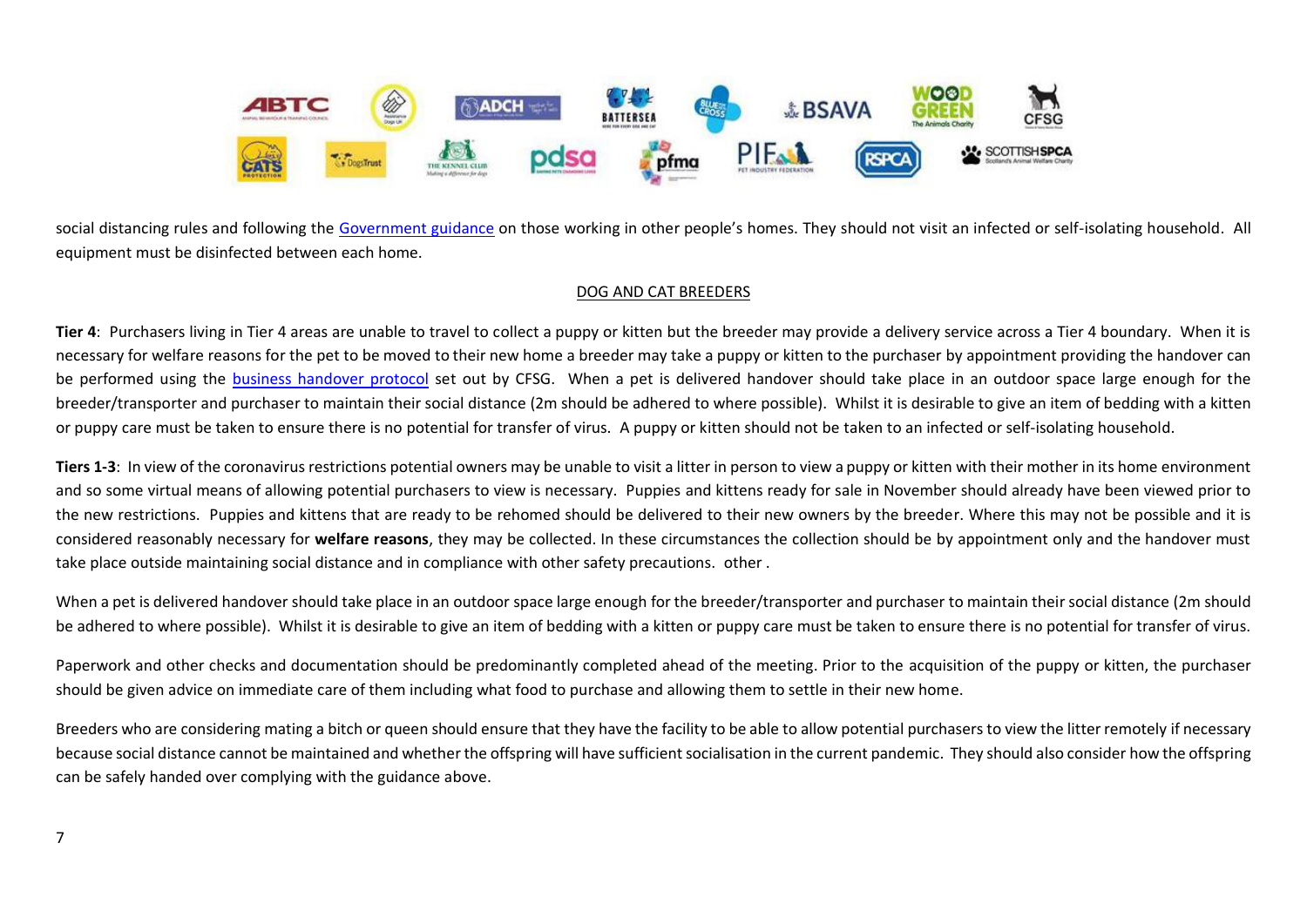social distancing rules and following the [Government guidance] on those working in other people's homes. They should not visit an infected or self-isolating household. All equipment must be disinfected between each home.

## DOG AND CAT BREEDERS

**Tier 4**: Purchasers living in Tier 4 areas are unable to travel to collect a puppy or kitten but the breeder may provide a delivery service across a Tier 4 boundary. When it is necessary for welfare reasons for the pet to be moved to their new home a breeder may take a puppy or kitten to the purchaser by appointment providing the handover can be performed using the [business handover protocol] set out by CFSG. When a pet is delivered handover should take place in an outdoor space large enough for the breeder/transporter and purchaser to maintain their social distance (2m should be adhered to where possible). Whilst it is desirable to give an item of bedding with a kitten or puppy care must be taken to ensure there is no potential for transfer of virus. A puppy or kitten should not be taken to an infected or self-isolating household.

**Tiers 1-3**: In view of the coronavirus restrictions potential owners may be unable to visit a litter in person to view a puppy or kitten with their mother in its home environment and so some virtual means of allowing potential purchasers to view is necessary. Puppies and kittens ready for sale in November should already have been viewed prior to the new restrictions. Puppies and kittens that are ready to be rehomed should be delivered to their new owners by the breeder. Where this may not be possible and it is considered reasonably necessary for **welfare reasons**, they may be collected. In these circumstances the collection should be by appointment only and the handover must take place outside maintaining social distance and in compliance with other safety precautions. other .

When a pet is delivered handover should take place in an outdoor space large enough for the breeder/transporter and purchaser to maintain their social distance (2m should be adhered to where possible). Whilst it is desirable to give an item of bedding with a kitten or puppy care must be taken to ensure there is no potential for transfer of virus.

Paperwork and other checks and documentation should be predominantly completed ahead of the meeting. Prior to the acquisition of the puppy or kitten, the purchaser should be given advice on immediate care of them including what food to purchase and allowing them to settle in their new home.

Breeders who are considering mating a bitch or queen should ensure that they have the facility to be able to allow potential purchasers to view the litter remotely if necessary because social distance cannot be maintained and whether the offspring will have sufficient socialisation in the current pandemic. They should also consider how the offspring can be safely handed over complying with the guidance above.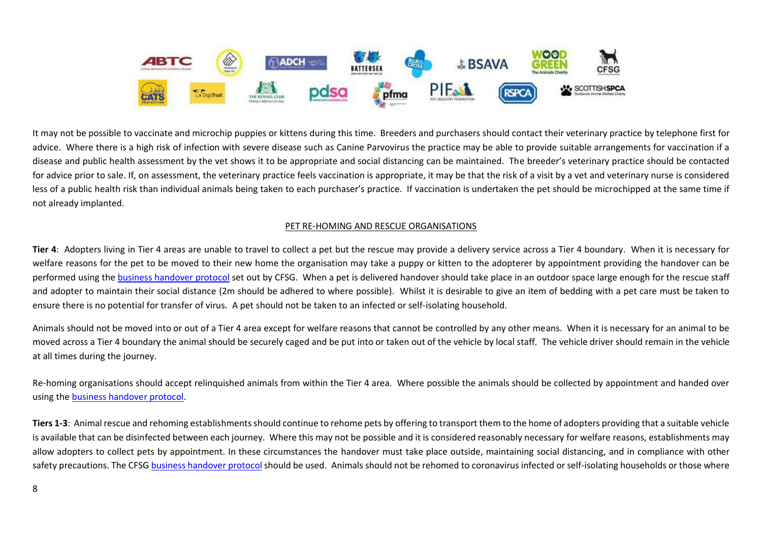It may not be possible to vaccinate and microchip puppies or kittens during this time. Breeders and purchasers should contact their veterinary practice by telephone first for advice. Where there is a high risk of infection with severe disease such as Canine Parvovirus the practice may be able to provide suitable arrangements for vaccination if a disease and public health assessment by the vet shows it to be appropriate and social distancing can be maintained. The breeder's veterinary practice should be contacted for advice prior to sale. If, on assessment, the veterinary practice feels vaccination is appropriate, it may be that the risk of a visit by a vet and veterinary nurse is considered less of a public health risk than individual animals being taken to each purchaser's practice. If vaccination is undertaken the pet should be microchipped at the same time if not already implanted.

## PET RE-HOMING AND RESCUE ORGANISATIONS

**Tier 4**: Adopters living in Tier 4 areas are unable to travel to collect a pet but the rescue may provide a delivery service across a Tier 4 boundary. When it is necessary for welfare reasons for the pet to be moved to their new home the organisation may take a puppy or kitten to the adopterer by appointment providing the handover can be performed using the business handover protocol set out by CFSG. When a pet is delivered handover should take place in an outdoor space large enough for the rescue staff and adopter to maintain their social distance (2m should be adhered to where possible). Whilst it is desirable to give an item of bedding with a pet care must be taken to ensure there is no potential for transfer of virus. A pet should not be taken to an infected or self-isolating household.

Animals should not be moved into or out of a Tier 4 area except for welfare reasons that cannot be controlled by any other means. When it is necessary for an animal to be moved across a Tier 4 boundary the animal should be securely caged and be put into or taken out of the vehicle by local staff. The vehicle driver should remain in the vehicle at all times during the journey.

Re-homing organisations should accept relinquished animals from within the Tier 4 area. Where possible the animals should be collected by appointment and handed over using the business handover protocol.

**Tiers 1-3**: Animal rescue and rehoming establishments should continue to rehome pets by offering to transport them to the home of adopters providing that a suitable vehicle is available that can be disinfected between each journey. Where this may not be possible and it is considered reasonably necessary for welfare reasons, establishments may allow adopters to collect pets by appointment. In these circumstances the handover must take place outside, maintaining social distancing, and in compliance with other safety precautions. The CFSG business handover protocol should be used. Animals should not be rehomed to coronavirus infected or self-isolating households or those where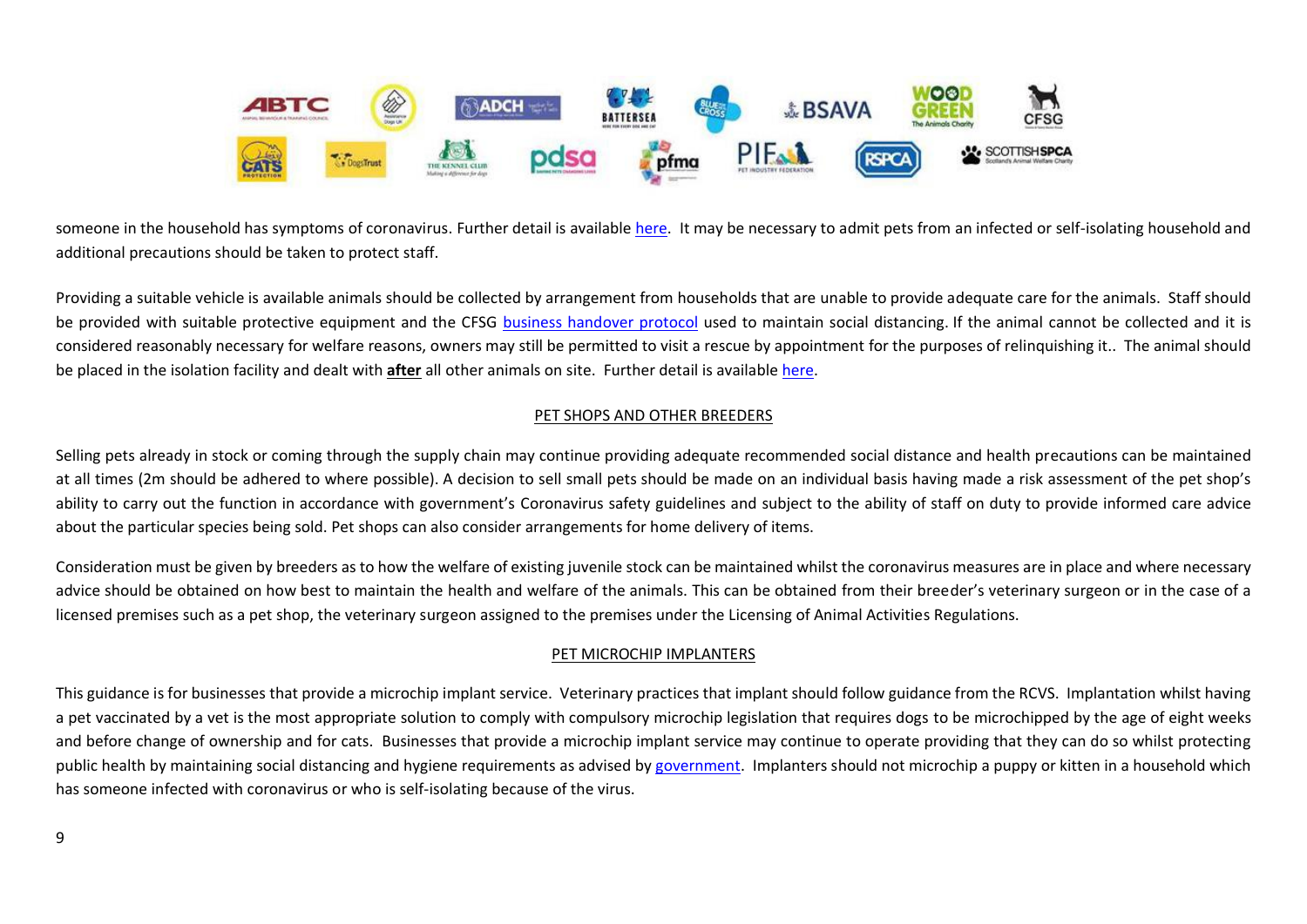someone in the household has symptoms of coronavirus. Further detail is available here. It may be necessary to admit pets from an infected or self-isolating household and additional precautions should be taken to protect staff.

Providing a suitable vehicle is available animals should be collected by arrangement from households that are unable to provide adequate care for the animals. Staff should be provided with suitable protective equipment and the CFSG business handover protocol used to maintain social distancing. If the animal cannot be collected and it is considered reasonably necessary for welfare reasons, owners may still be permitted to visit a rescue by appointment for the purposes of relinquishing it.. The animal should be placed in the isolation facility and dealt with **after** all other animals on site. Further detail is available here.

## PET SHOPS AND OTHER BREEDERS

Selling pets already in stock or coming through the supply chain may continue providing adequate recommended social distance and health precautions can be maintained at all times (2m should be adhered to where possible). A decision to sell small pets should be made on an individual basis having made a risk assessment of the pet shop's ability to carry out the function in accordance with government's Coronavirus safety guidelines and subject to the ability of staff on duty to provide informed care advice about the particular species being sold. Pet shops can also consider arrangements for home delivery of items.

Consideration must be given by breeders as to how the welfare of existing juvenile stock can be maintained whilst the coronavirus measures are in place and where necessary advice should be obtained on how best to maintain the health and welfare of the animals. This can be obtained from their breeder's veterinary surgeon or in the case of a licensed premises such as a pet shop, the veterinary surgeon assigned to the premises under the Licensing of Animal Activities Regulations.

## PET MICROCHIP IMPLANTERS

This guidance is for businesses that provide a microchip implant service. Veterinary practices that implant should follow guidance from the RCVS. Implantation whilst having a pet vaccinated by a vet is the most appropriate solution to comply with compulsory microchip legislation that requires dogs to be microchipped by the age of eight weeks and before change of ownership and for cats. Businesses that provide a microchip implant service may continue to operate providing that they can do so whilst protecting public health by maintaining social distancing and hygiene requirements as advised by government. Implanters should not microchip a puppy or kitten in a household which has someone infected with coronavirus or who is self-isolating because of the virus.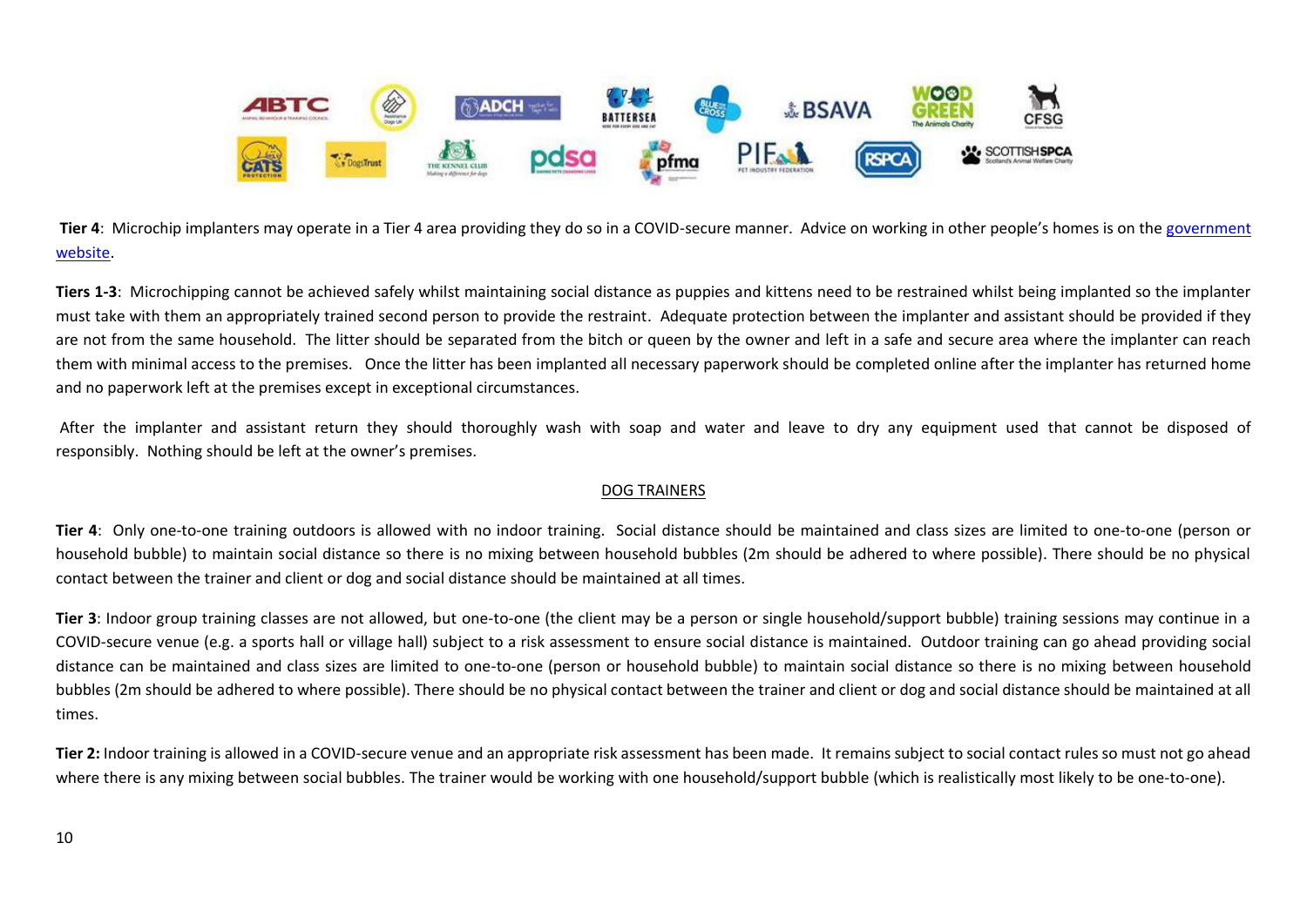**Tier 4**: Microchip implanters may operate in a Tier 4 area providing they do so in a COVID-secure manner. Advice on working in other people's homes is on the government website.

**Tiers 1-3**: Microchipping cannot be achieved safely whilst maintaining social distance as puppies and kittens need to be restrained whilst being implanted so the implanter must take with them an appropriately trained second person to provide the restraint. Adequate protection between the implanter and assistant should be provided if they are not from the same household. The litter should be separated from the bitch or queen by the owner and left in a safe and secure area where the implanter can reach them with minimal access to the premises. Once the litter has been implanted all necessary paperwork should be completed online after the implanter has returned home and no paperwork left at the premises except in exceptional circumstances.

After the implanter and assistant return they should thoroughly wash with soap and water and leave to dry any equipment used that cannot be disposed of responsibly. Nothing should be left at the owner's premises.

## DOG TRAINERS

**Tier 4**: Only one-to-one training outdoors is allowed with no indoor training. Social distance should be maintained and class sizes are limited to one-to-one (person or household bubble) to maintain social distance so there is no mixing between household bubbles (2m should be adhered to where possible). There should be no physical contact between the trainer and client or dog and social distance should be maintained at all times.

**Tier 3**: Indoor group training classes are not allowed, but one-to-one (the client may be a person or single household/support bubble) training sessions may continue in a COVID-secure venue (e.g. a sports hall or village hall) subject to a risk assessment to ensure social distance is maintained. Outdoor training can go ahead providing social distance can be maintained and class sizes are limited to one-to-one (person or household bubble) to maintain social distance so there is no mixing between household bubbles (2m should be adhered to where possible). There should be no physical contact between the trainer and client or dog and social distance should be maintained at all times.

**Tier 2:** Indoor training is allowed in a COVID-secure venue and an appropriate risk assessment has been made. It remains subject to social contact rules so must not go ahead where there is any mixing between social bubbles. The trainer would be working with one household/support bubble (which is realistically most likely to be one-to-one).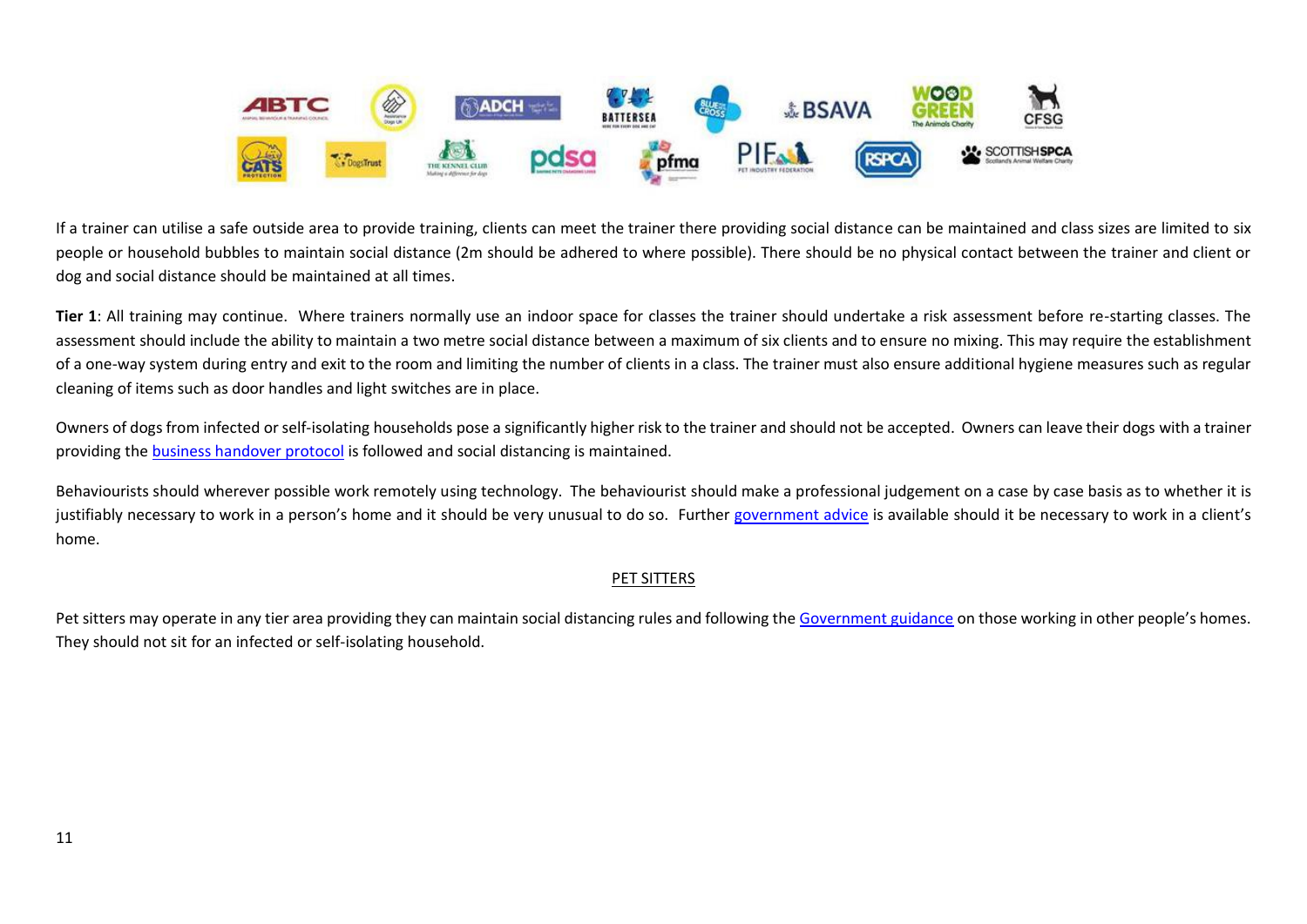If a trainer can utilise a safe outside area to provide training, clients can meet the trainer there providing social distance can be maintained and class sizes are limited to six people or household bubbles to maintain social distance (2m should be adhered to where possible). There should be no physical contact between the trainer and client or dog and social distance should be maintained at all times.

**Tier 1**: All training may continue. Where trainers normally use an indoor space for classes the trainer should undertake a risk assessment before re-starting classes. The assessment should include the ability to maintain a two metre social distance between a maximum of six clients and to ensure no mixing. This may require the establishment of a one-way system during entry and exit to the room and limiting the number of clients in a class. The trainer must also ensure additional hygiene measures such as regular cleaning of items such as door handles and light switches are in place.

Owners of dogs from infected or self-isolating households pose a significantly higher risk to the trainer and should not be accepted. Owners can leave their dogs with a trainer providing the business handover protocol is followed and social distancing is maintained.

Behaviourists should wherever possible work remotely using technology. The behaviourist should make a professional judgement on a case by case basis as to whether it is justifiably necessary to work in a person's home and it should be very unusual to do so. Further government advice is available should it be necessary to work in a client's home.

## PET SITTERS

Pet sitters may operate in any tier area providing they can maintain social distancing rules and following the Government guidance on those working in other people's homes. They should not sit for an infected or self-isolating household.